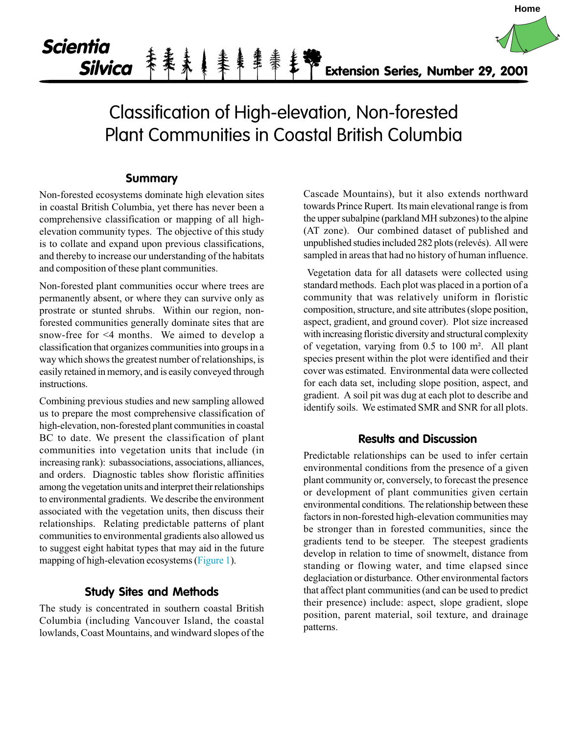Scientia Silvica — Extension Series, Number 29, 2001

# Classification of High-elevation, Non-forested Plant Communities in Coastal British Columbia

## Summary

Non-forested ecosystems dominate high elevation sites in coastal British Columbia, yet there has never been a comprehensive classification or mapping of all high-elevation community types. The objective of this study is to collate and expand upon previous classifications, and thereby to increase our understanding of the habitats and composition of these plant communities.

Non-forested plant communities occur where trees are permanently absent, or where they can survive only as prostrate or stunted shrubs. Within our region, non-forested communities generally dominate sites that are snow-free for <4 months. We aimed to develop a classification that organizes communities into groups in a way which shows the greatest number of relationships, is easily retained in memory, and is easily conveyed through instructions.

Combining previous studies and new sampling allowed us to prepare the most comprehensive classification of high-elevation, non-forested plant communities in coastal BC to date. We present the classification of plant communities into vegetation units that include (in increasing rank): subassociations, associations, alliances, and orders. Diagnostic tables show floristic affinities among the vegetation units and interpret their relationships to environmental gradients. We describe the environment associated with the vegetation units, then discuss their relationships. Relating predictable patterns of plant communities to environmental gradients also allowed us to suggest eight habitat types that may aid in the future mapping of high-elevation ecosystems (Figure 1).

## Study Sites and Methods

The study is concentrated in southern coastal British Columbia (including Vancouver Island, the coastal lowlands, Coast Mountains, and windward slopes of the Cascade Mountains), but it also extends northward towards Prince Rupert. Its main elevational range is from the upper subalpine (parkland MH subzones) to the alpine (AT zone). Our combined dataset of published and unpublished studies included 282 plots (relevés). All were sampled in areas that had no history of human influence.

Vegetation data for all datasets were collected using standard methods. Each plot was placed in a portion of a community that was relatively uniform in floristic composition, structure, and site attributes (slope position, aspect, gradient, and ground cover). Plot size increased with increasing floristic diversity and structural complexity of vegetation, varying from 0.5 to 100 m². All plant species present within the plot were identified and their cover was estimated. Environmental data were collected for each data set, including slope position, aspect, and gradient. A soil pit was dug at each plot to describe and identify soils. We estimated SMR and SNR for all plots.

## Results and Discussion

Predictable relationships can be used to infer certain environmental conditions from the presence of a given plant community or, conversely, to forecast the presence or development of plant communities given certain environmental conditions. The relationship between these factors in non-forested high-elevation communities may be stronger than in forested communities, since the gradients tend to be steeper. The steepest gradients develop in relation to time of snowmelt, distance from standing or flowing water, and time elapsed since deglaciation or disturbance. Other environmental factors that affect plant communities (and can be used to predict their presence) include: aspect, slope gradient, slope position, parent material, soil texture, and drainage patterns.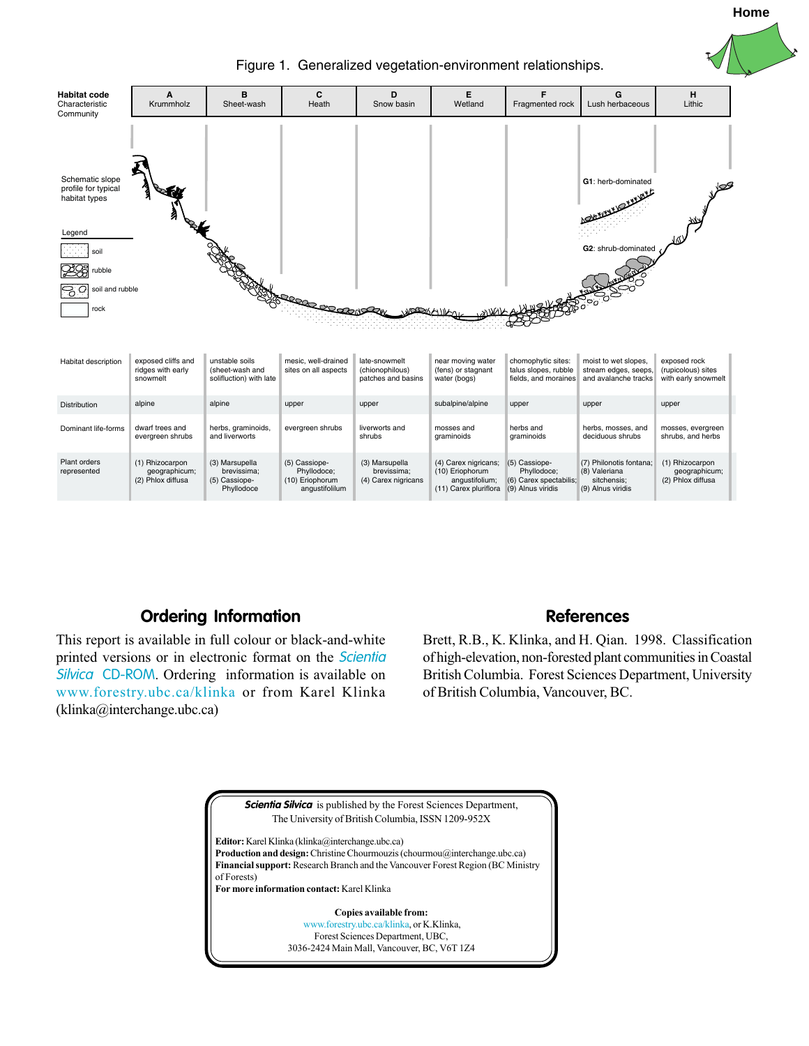Home

Figure 1. Generalized vegetation-environment relationships.

| Habitat code / Characteristic Community | A Krummholz | B Sheet-wash | C Heath | D Snow basin | E Wetland | F Fragmented rock | G Lush herbaceous | H Lithic |
|---|---|---|---|---|---|---|---|---|
| Habitat description | exposed cliffs and ridges with early snowmelt | unstable soils (sheet-wash and solifluction) with late | mesic, well-drained sites on all aspects | late-snowmelt (chionophilous) patches and basins | near moving water (fens) or stagnant water (bogs) | chomophytic sites: talus slopes, rubble fields, and moraines | moist to wet slopes, stream edges, seeps, and avalanche tracks | exposed rock (rupicolous) sites with early snowmelt |
| Distribution | alpine | alpine | upper | upper | subalpine/alpine | upper | upper | upper |
| Dominant life-forms | dwarf trees and evergreen shrubs | herbs, graminoids, and liverworts | evergreen shrubs | liverworts and shrubs | mosses and graminoids | herbs and graminoids | herbs, mosses, and deciduous shrubs | mosses, evergreen shrubs, and herbs |
| Plant orders represented | (1) Rhizocarpon geographicum; (2) Phlox diffusa | (3) Marsupella brevissima; (5) Cassiope-Phyllodoce | (5) Cassiope-Phyllodoce; (10) Eriophorum angustifolium | (3) Marsupella brevissima; (4) Carex nigricans | (4) Carex nigricans; (10) Eriophorum angustifolium; (11) Carex pluriflora | (5) Cassiope-Phyllodoce; (6) Carex spectabilis; (9) Alnus viridis | (7) Philonotis fontana; (8) Valeriana sitchensis; (9) Alnus viridis | (1) Rhizocarpon geographicum; (2) Phlox diffusa |

Schematic slope profile for typical habitat types

G1: herb-dominated

G2: shrub-dominated

Legend

soil

rubble

soil and rubble

rock

## Ordering Information

This report is available in full colour or black-and-white printed versions or in electronic format on the *Scientia Silvica* CD-ROM. Ordering information is available on www.forestry.ubc.ca/klinka or from Karel Klinka (klinka@interchange.ubc.ca)

## References

Brett, R.B., K. Klinka, and H. Qian. 1998. Classification of high-elevation, non-forested plant communities in Coastal British Columbia. Forest Sciences Department, University of British Columbia, Vancouver, BC.

***Scientia Silvica*** is published by the Forest Sciences Department, The University of British Columbia, ISSN 1209-952X

**Editor:** Karel Klinka (klinka@interchange.ubc.ca)
**Production and design:** Christine Chourmouzis (chourmou@interchange.ubc.ca)
**Financial support:** Research Branch and the Vancouver Forest Region (BC Ministry of Forests)
**For more information contact:** Karel Klinka

**Copies available from:**
www.forestry.ubc.ca/klinka, or K.Klinka,
Forest Sciences Department, UBC,
3036-2424 Main Mall, Vancouver, BC, V6T 1Z4